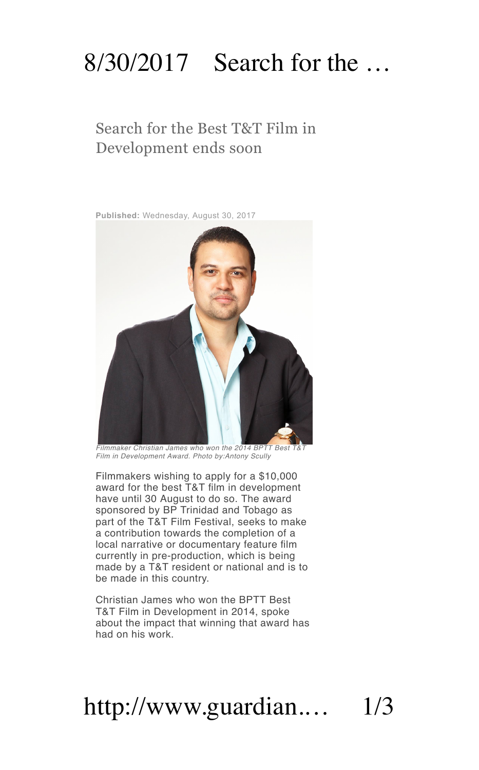# Search for the Best T&T Film in Development ends soon

**Published:** Wednesday, August 30, 2017

*Filmmaker Christian James who won the 2014 BPTT Best T&T Film in Development Award. Photo by:Antony Scully*

Filmmakers wishing to apply for a $10,000 award for the best T&T film in development have until 30 August to do so. The award sponsored by BP Trinidad and Tobago as part of the T&T Film Festival, seeks to make a contribution towards the completion of a local narrative or documentary feature film currently in pre-production, which is being made by a T&T resident or national and is to be made in this country.

Christian James who won the BPTT Best T&T Film in Development in 2014, spoke about the impact that winning that award has had on his work.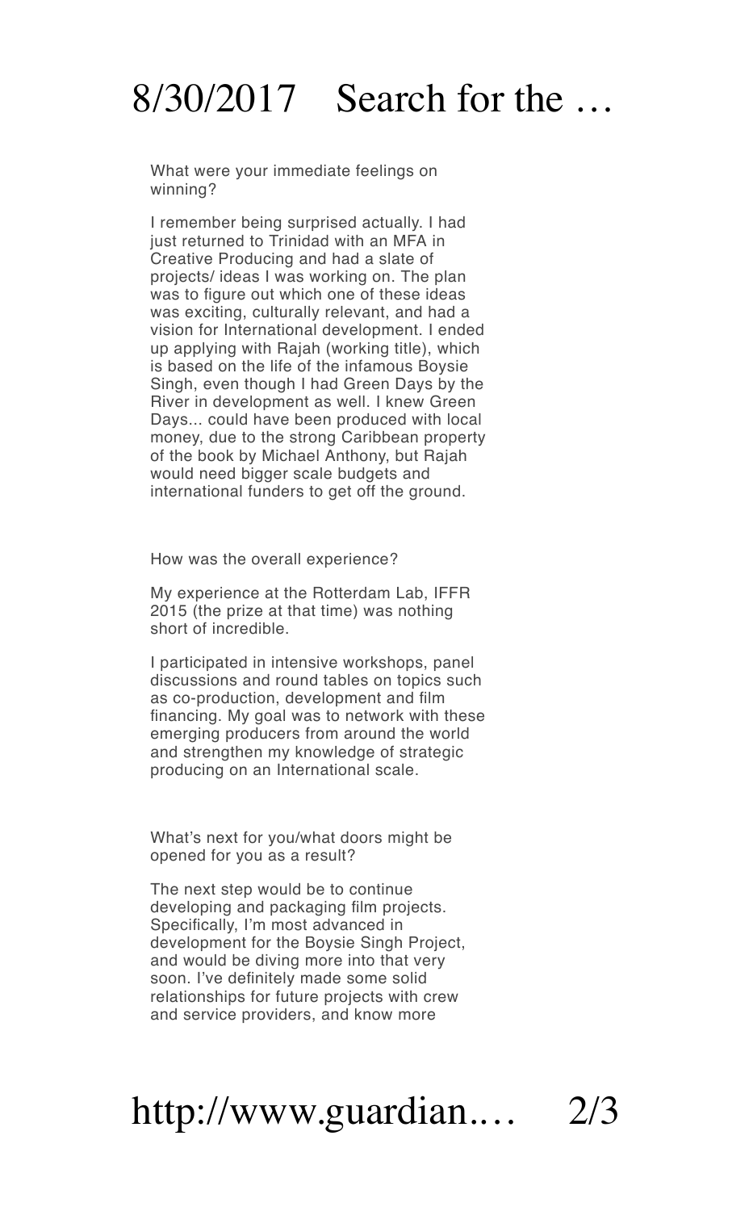What were your immediate feelings on winning?

I remember being surprised actually. I had just returned to Trinidad with an MFA in Creative Producing and had a slate of projects/ ideas I was working on. The plan was to figure out which one of these ideas was exciting, culturally relevant, and had a vision for International development. I ended up applying with Rajah (working title), which is based on the life of the infamous Boysie Singh, even though I had Green Days by the River in development as well. I knew Green Days... could have been produced with local money, due to the strong Caribbean property of the book by Michael Anthony, but Rajah would need bigger scale budgets and international funders to get off the ground.

How was the overall experience?

My experience at the Rotterdam Lab, IFFR 2015 (the prize at that time) was nothing short of incredible.

I participated in intensive workshops, panel discussions and round tables on topics such as co-production, development and film financing. My goal was to network with these emerging producers from around the world and strengthen my knowledge of strategic producing on an International scale.

What's next for you/what doors might be opened for you as a result?

The next step would be to continue developing and packaging film projects. Specifically, I'm most advanced in development for the Boysie Singh Project, and would be diving more into that very soon. I've definitely made some solid relationships for future projects with crew and service providers, and know more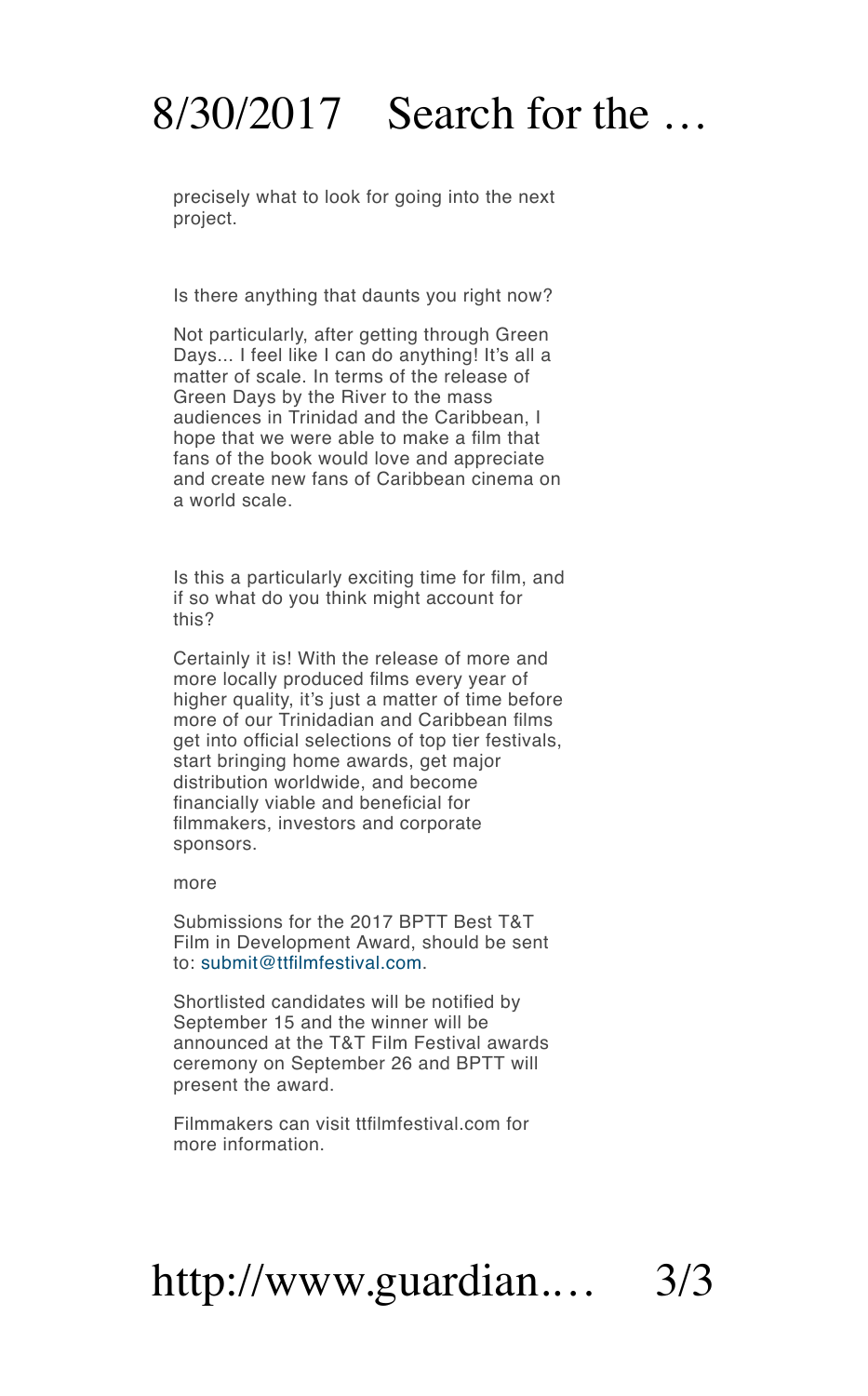precisely what to look for going into the next project.

Is there anything that daunts you right now?

Not particularly, after getting through Green Days... I feel like I can do anything! It's all a matter of scale. In terms of the release of Green Days by the River to the mass audiences in Trinidad and the Caribbean, I hope that we were able to make a film that fans of the book would love and appreciate and create new fans of Caribbean cinema on a world scale.

Is this a particularly exciting time for film, and if so what do you think might account for this?

Certainly it is! With the release of more and more locally produced films every year of higher quality, it's just a matter of time before more of our Trinidadian and Caribbean films get into official selections of top tier festivals, start bringing home awards, get major distribution worldwide, and become financially viable and beneficial for filmmakers, investors and corporate sponsors.

more

Submissions for the 2017 BPTT Best T&T Film in Development Award, should be sent to: submit@ttfilmfestival.com.

Shortlisted candidates will be notified by September 15 and the winner will be announced at the T&T Film Festival awards ceremony on September 26 and BPTT will present the award.

Filmmakers can visit ttfilmfestival.com for more information.